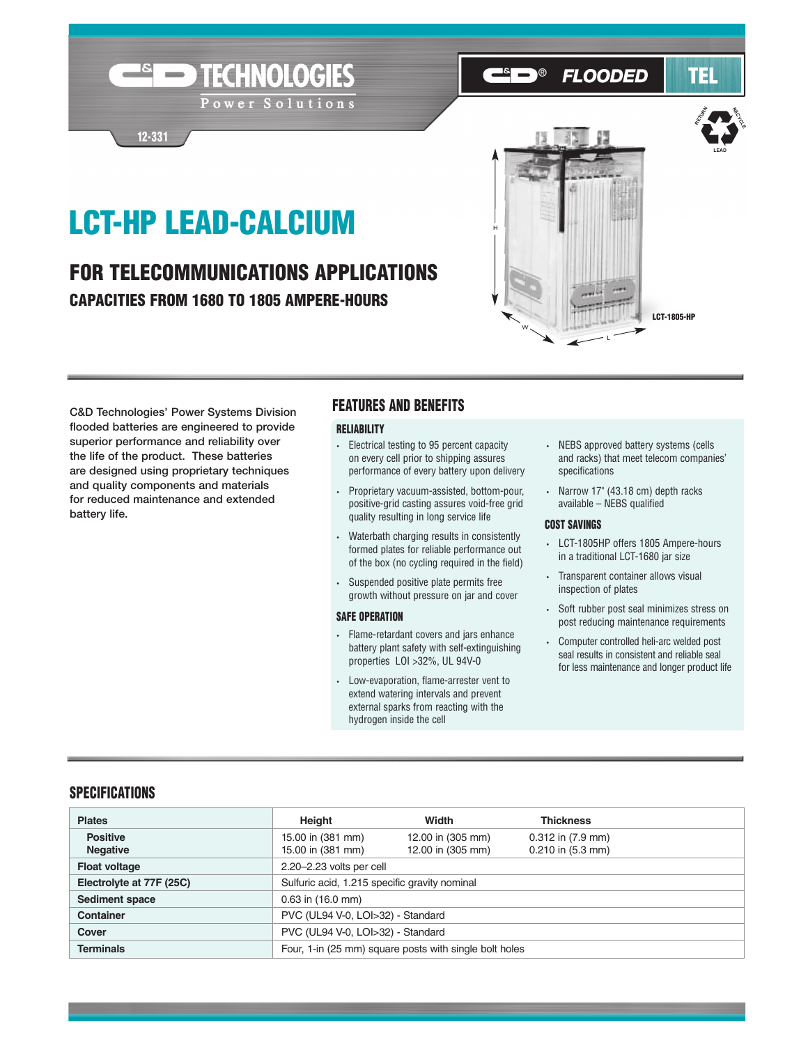C&D TECHNOLOGIES
Power Solutions

C&D® FLOODED TEL

12-331

# LCT-HP LEAD-CALCIUM

## FOR TELECOMMUNICATIONS APPLICATIONS

### CAPACITIES FROM 1680 TO 1805 AMPERE-HOURS

LCT-1805-HP

C&D Technologies' Power Systems Division flooded batteries are engineered to provide superior performance and reliability over the life of the product. These batteries are designed using proprietary techniques and quality components and materials for reduced maintenance and extended battery life.

## FEATURES AND BENEFITS

### RELIABILITY

- Electrical testing to 95 percent capacity on every cell prior to shipping assures performance of every battery upon delivery
- Proprietary vacuum-assisted, bottom-pour, positive-grid casting assures void-free grid quality resulting in long service life
- Waterbath charging results in consistently formed plates for reliable performance out of the box (no cycling required in the field)
- Suspended positive plate permits free growth without pressure on jar and cover
- NEBS approved battery systems (cells and racks) that meet telecom companies' specifications
- Narrow 17" (43.18 cm) depth racks available – NEBS qualified

### SAFE OPERATION

- Flame-retardant covers and jars enhance battery plant safety with self-extinguishing properties LOI >32%, UL 94V-0
- Low-evaporation, flame-arrester vent to extend watering intervals and prevent external sparks from reacting with the hydrogen inside the cell

### COST SAVINGS

- LCT-1805HP offers 1805 Ampere-hours in a traditional LCT-1680 jar size
- Transparent container allows visual inspection of plates
- Soft rubber post seal minimizes stress on post reducing maintenance requirements
- Computer controlled heli-arc welded post seal results in consistent and reliable seal for less maintenance and longer product life

## SPECIFICATIONS

| Plates | Height | Width | Thickness |
|---|---|---|---|
| Positive | 15.00 in (381 mm) | 12.00 in (305 mm) | 0.312 in (7.9 mm) |
| Negative | 15.00 in (381 mm) | 12.00 in (305 mm) | 0.210 in (5.3 mm) |
| Float voltage | 2.20–2.23 volts per cell | | |
| Electrolyte at 77F (25C) | Sulfuric acid, 1.215 specific gravity nominal | | |
| Sediment space | 0.63 in (16.0 mm) | | |
| Container | PVC (UL94 V-0, LOI>32) - Standard | | |
| Cover | PVC (UL94 V-0, LOI>32) - Standard | | |
| Terminals | Four, 1-in (25 mm) square posts with single bolt holes | | |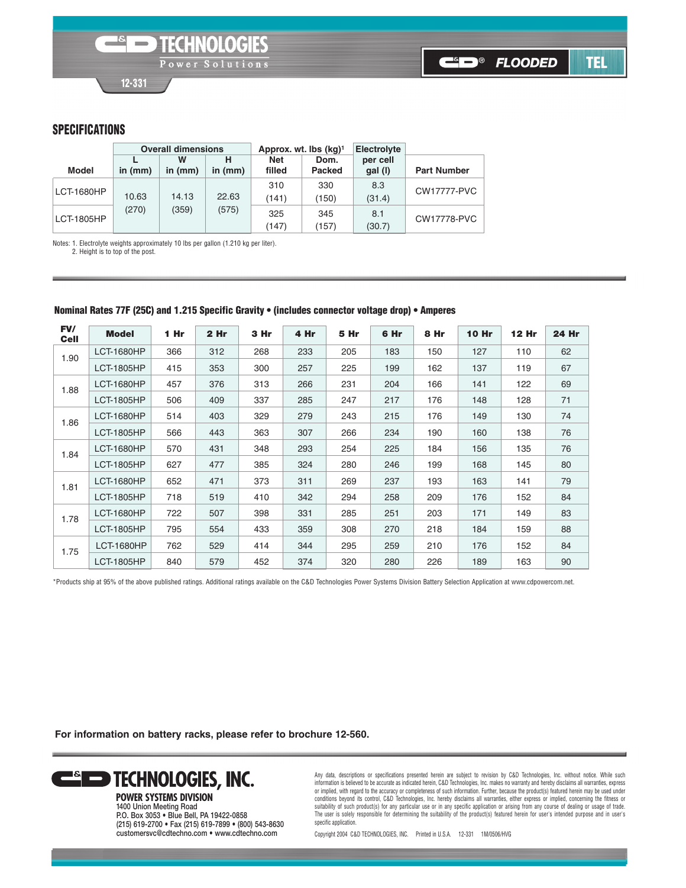## SPECIFICATIONS

| Model | Overall dimensions | | | Approx. wt. lbs (kg)[1] | | Electrolyte | Part Number |
|---|---|---|---|---|---|---|---|
| | L in (mm) | W in (mm) | H in (mm) | Net filled | Dom. Packed | per cell gal (l) | |
| LCT-1680HP | 10.63 (270) | 14.13 (359) | 22.63 (575) | 310 (141) | 330 (150) | 8.3 (31.4) | CW17777-PVC |
| LCT-1805HP | 10.63 (270) | 14.13 (359) | 22.63 (575) | 325 (147) | 345 (157) | 8.1 (30.7) | CW17778-PVC |

Notes: 1. Electrolyte weights approximately 10 lbs per gallon (1.210 kg per liter).
2. Height is to top of the post.

**Nominal Rates 77F (25C) and 1.215 Specific Gravity • (includes connector voltage drop) • Amperes**

| FV/ Cell | Model | 1 Hr | 2 Hr | 3 Hr | 4 Hr | 5 Hr | 6 Hr | 8 Hr | 10 Hr | 12 Hr | 24 Hr |
|---|---|---|---|---|---|---|---|---|---|---|---|
| 1.90 | LCT-1680HP | 366 | 312 | 268 | 233 | 205 | 183 | 150 | 127 | 110 | 62 |
| | LCT-1805HP | 415 | 353 | 300 | 257 | 225 | 199 | 162 | 137 | 119 | 67 |
| 1.88 | LCT-1680HP | 457 | 376 | 313 | 266 | 231 | 204 | 166 | 141 | 122 | 69 |
| | LCT-1805HP | 506 | 409 | 337 | 285 | 247 | 217 | 176 | 148 | 128 | 71 |
| 1.86 | LCT-1680HP | 514 | 403 | 329 | 279 | 243 | 215 | 176 | 149 | 130 | 74 |
| | LCT-1805HP | 566 | 443 | 363 | 307 | 266 | 234 | 190 | 160 | 138 | 76 |
| 1.84 | LCT-1680HP | 570 | 431 | 348 | 293 | 254 | 225 | 184 | 156 | 135 | 76 |
| | LCT-1805HP | 627 | 477 | 385 | 324 | 280 | 246 | 199 | 168 | 145 | 80 |
| 1.81 | LCT-1680HP | 652 | 471 | 373 | 311 | 269 | 237 | 193 | 163 | 141 | 79 |
| | LCT-1805HP | 718 | 519 | 410 | 342 | 294 | 258 | 209 | 176 | 152 | 84 |
| 1.78 | LCT-1680HP | 722 | 507 | 398 | 331 | 285 | 251 | 203 | 171 | 149 | 83 |
| | LCT-1805HP | 795 | 554 | 433 | 359 | 308 | 270 | 218 | 184 | 159 | 88 |
| 1.75 | LCT-1680HP | 762 | 529 | 414 | 344 | 295 | 259 | 210 | 176 | 152 | 84 |
| | LCT-1805HP | 840 | 579 | 452 | 374 | 320 | 280 | 226 | 189 | 163 | 90 |

*Products ship at 95% of the above published ratings. Additional ratings available on the C&D Technologies Power Systems Division Battery Selection Application at www.cdpowercom.net.

**For information on battery racks, please refer to brochure 12-560.**

**C&D TECHNOLOGIES, INC.**

**POWER SYSTEMS DIVISION**
1400 Union Meeting Road
P.O. Box 3053 • Blue Bell, PA 19422-0858
(215) 619-2700 • Fax (215) 619-7899 • (800) 543-8630
customersvc@cdtechno.com • www.cdtechno.com

Any data, descriptions or specifications presented herein are subject to revision by C&D Technologies, Inc. without notice. While such information is believed to be accurate as indicated herein, C&D Technologies, Inc. makes no warranty and hereby disclaims all warranties, express or implied, with regard to the accuracy or completeness of such information. Further, because the product(s) featured herein may be used under conditions beyond its control, C&D Technologies, Inc. hereby disclaims all warranties, either express or implied, concerning the fitness or suitability of such product(s) for any particular use or in any specific application or arising from any course of dealing or usage of trade. The user is solely responsible for determining the suitability of the product(s) featured herein for user's intended purpose and in user's specific application.

Copyright 2004 C&D TECHNOLOGIES, INC. Printed in U.S.A. 12-331 1M/0506/HVG